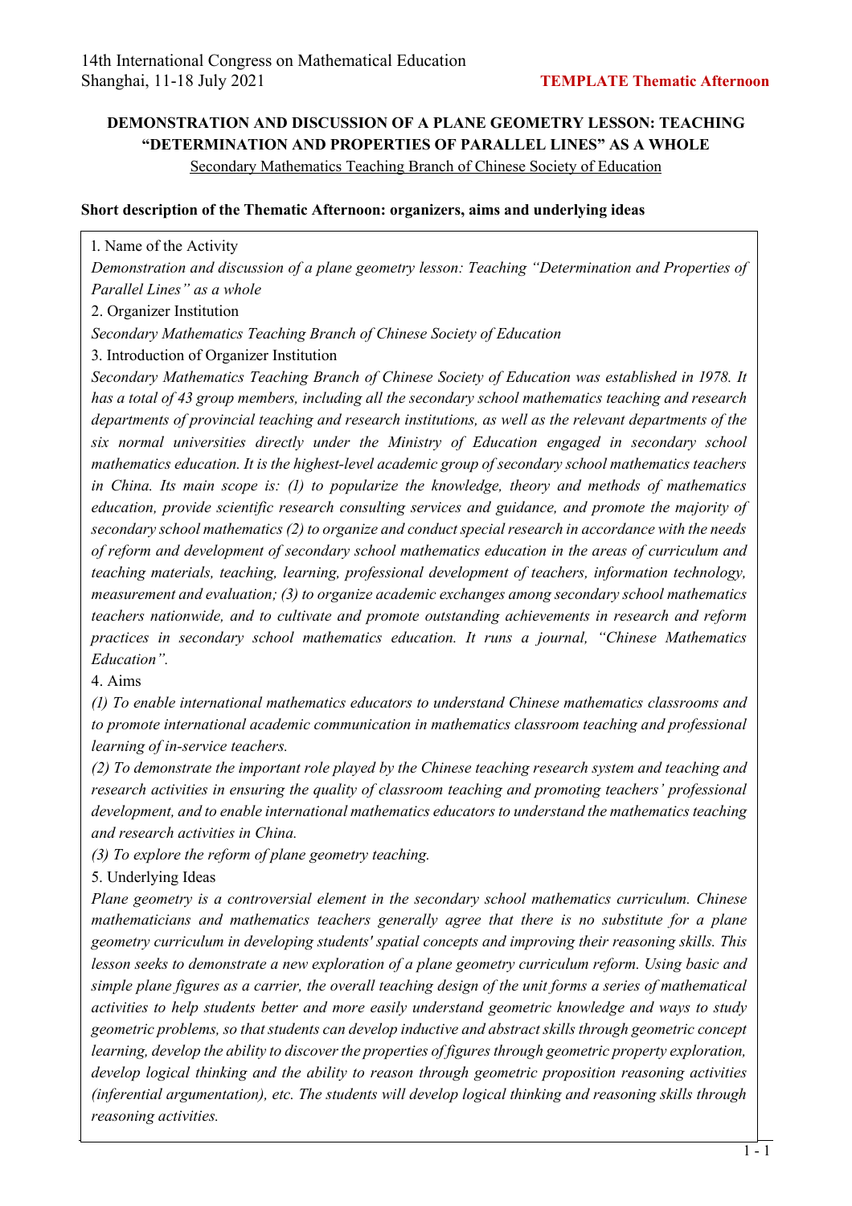# DEMONSTRATION AND DISCUSSION OF A PLANE GEOMETRY LESSON: TEACHING "DETERMINATION AND PROPERTIES OF PARALLEL LINES" AS A WHOLE

Secondary Mathematics Teaching Branch of Chinese Society of Education

## Short description of the Thematic Afternoon: organizers, aims and underlying ideas

1. Name of the Activity

*Demonstration and discussion of a plane geometry lesson: Teaching "Determination and Properties of Parallel Lines" as a whole*

2. Organizer Institution

*Secondary Mathematics Teaching Branch of Chinese Society of Education*

3. Introduction of Organizer Institution

*Secondary Mathematics Teaching Branch of Chinese Society of Education was established in 1978. It has a total of 43 group members, including all the secondary school mathematics teaching and research departments of provincial teaching and research institutions, as well as the relevant departments of the six normal universities directly under the Ministry of Education engaged in secondary school mathematics education. It is the highest-level academic group of secondary school mathematics teachers in China. Its main scope is: (1) to popularize the knowledge, theory and methods of mathematics education, provide scientific research consulting services and guidance, and promote the majority of secondary school mathematics (2) to organize and conduct special research in accordance with the needs of reform and development of secondary school mathematics education in the areas of curriculum and teaching materials, teaching, learning, professional development of teachers, information technology, measurement and evaluation; (3) to organize academic exchanges among secondary school mathematics teachers nationwide, and to cultivate and promote outstanding achievements in research and reform practices in secondary school mathematics education. It runs a journal, "Chinese Mathematics Education".*

4. Aims

*(1) To enable international mathematics educators to understand Chinese mathematics classrooms and to promote international academic communication in mathematics classroom teaching and professional learning of in-service teachers.*

*(2) To demonstrate the important role played by the Chinese teaching research system and teaching and research activities in ensuring the quality of classroom teaching and promoting teachers' professional development, and to enable international mathematics educators to understand the mathematics teaching and research activities in China.*

*(3) To explore the reform of plane geometry teaching.*

5. Underlying Ideas

*Plane geometry is a controversial element in the secondary school mathematics curriculum. Chinese mathematicians and mathematics teachers generally agree that there is no substitute for a plane geometry curriculum in developing students' spatial concepts and improving their reasoning skills. This lesson seeks to demonstrate a new exploration of a plane geometry curriculum reform. Using basic and simple plane figures as a carrier, the overall teaching design of the unit forms a series of mathematical activities to help students better and more easily understand geometric knowledge and ways to study geometric problems, so that students can develop inductive and abstract skills through geometric concept learning, develop the ability to discover the properties of figures through geometric property exploration, develop logical thinking and the ability to reason through geometric proposition reasoning activities (inferential argumentation), etc. The students will develop logical thinking and reasoning skills through reasoning activities.*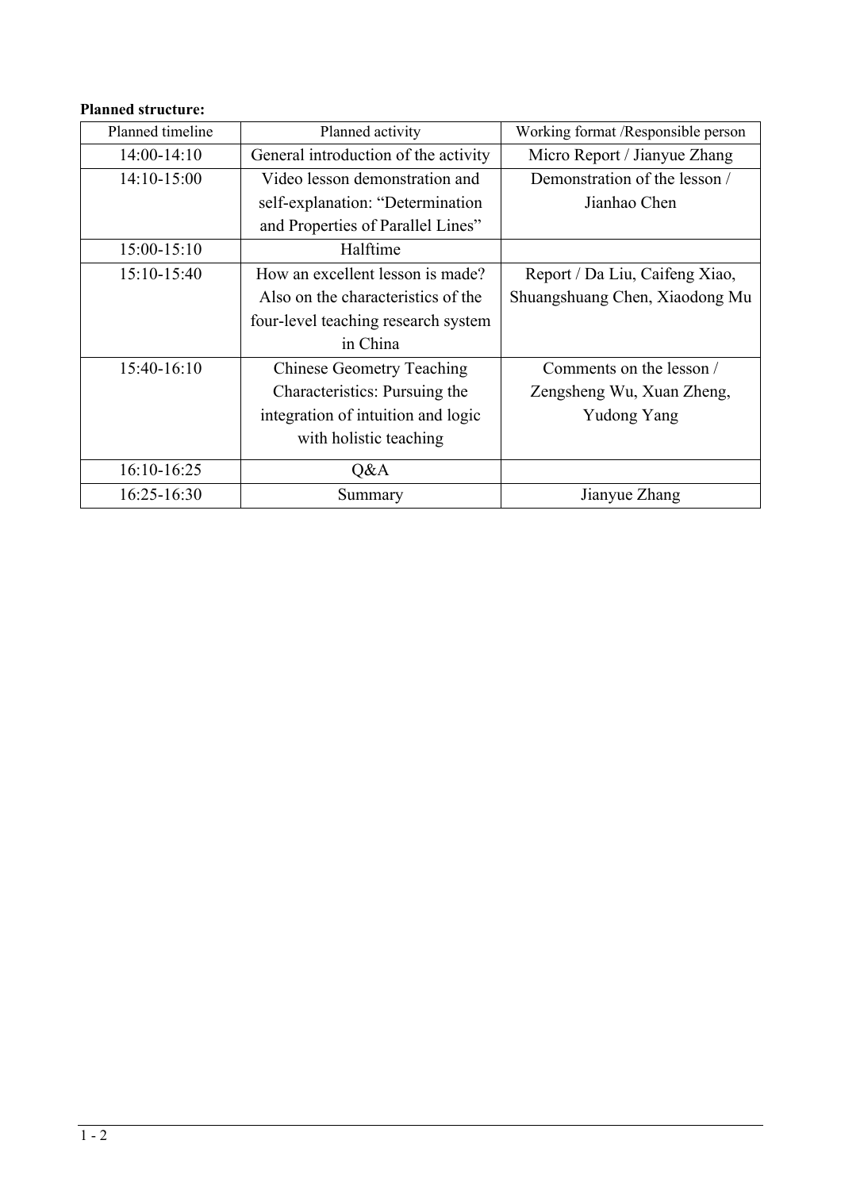**Planned structure:**

| Planned timeline | Planned activity | Working format /Responsible person |
|---|---|---|
| 14:00-14:10 | General introduction of the activity | Micro Report / Jianyue Zhang |
| 14:10-15:00 | Video lesson demonstration and self-explanation: "Determination and Properties of Parallel Lines" | Demonstration of the lesson / Jianhao Chen |
| 15:00-15:10 | Halftime | |
| 15:10-15:40 | How an excellent lesson is made? Also on the characteristics of the four-level teaching research system in China | Report / Da Liu, Caifeng Xiao, Shuangshuang Chen, Xiaodong Mu |
| 15:40-16:10 | Chinese Geometry Teaching Characteristics: Pursuing the integration of intuition and logic with holistic teaching | Comments on the lesson / Zengsheng Wu, Xuan Zheng, Yudong Yang |
| 16:10-16:25 | Q&A | |
| 16:25-16:30 | Summary | Jianyue Zhang |